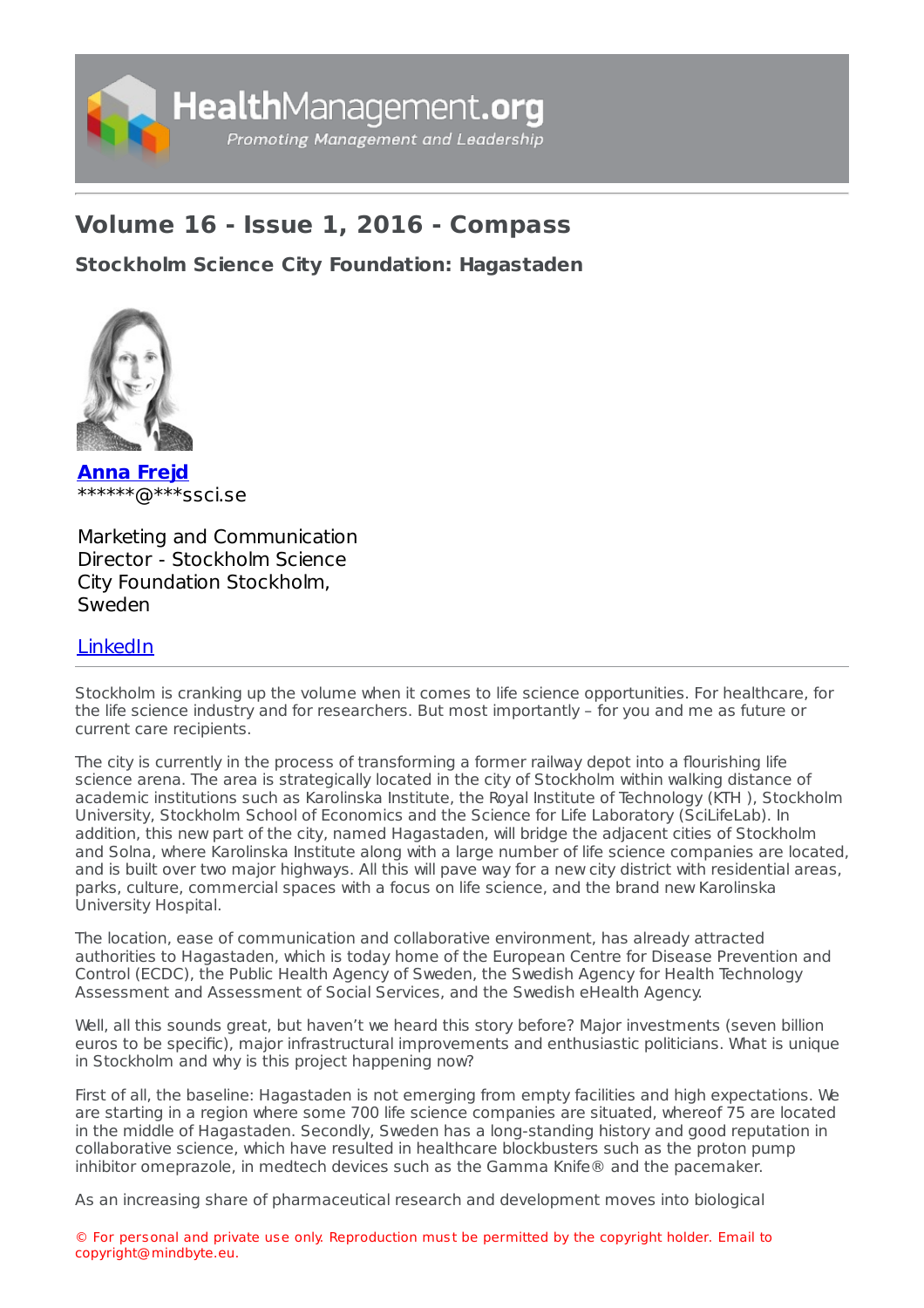# Volume 16 - Issue 1, 2016 - Compass

## Stockholm Science City Foundation: Hagastaden

**Anna Frejd**
******@***ssci.se

Marketing and Communication Director - Stockholm Science City Foundation Stockholm, Sweden

LinkedIn

Stockholm is cranking up the volume when it comes to life science opportunities. For healthcare, for the life science industry and for researchers. But most importantly – for you and me as future or current care recipients.

The city is currently in the process of transforming a former railway depot into a flourishing life science arena. The area is strategically located in the city of Stockholm within walking distance of academic institutions such as Karolinska Institute, the Royal Institute of Technology (KTH ), Stockholm University, Stockholm School of Economics and the Science for Life Laboratory (SciLifeLab). In addition, this new part of the city, named Hagastaden, will bridge the adjacent cities of Stockholm and Solna, where Karolinska Institute along with a large number of life science companies are located, and is built over two major highways. All this will pave way for a new city district with residential areas, parks, culture, commercial spaces with a focus on life science, and the brand new Karolinska University Hospital.

The location, ease of communication and collaborative environment, has already attracted authorities to Hagastaden, which is today home of the European Centre for Disease Prevention and Control (ECDC), the Public Health Agency of Sweden, the Swedish Agency for Health Technology Assessment and Assessment of Social Services, and the Swedish eHealth Agency.

Well, all this sounds great, but haven't we heard this story before? Major investments (seven billion euros to be specific), major infrastructural improvements and enthusiastic politicians. What is unique in Stockholm and why is this project happening now?

First of all, the baseline: Hagastaden is not emerging from empty facilities and high expectations. We are starting in a region where some 700 life science companies are situated, whereof 75 are located in the middle of Hagastaden. Secondly, Sweden has a long-standing history and good reputation in collaborative science, which have resulted in healthcare blockbusters such as the proton pump inhibitor omeprazole, in medtech devices such as the Gamma Knife® and the pacemaker.

As an increasing share of pharmaceutical research and development moves into biological

© For personal and private use only. Reproduction must be permitted by the copyright holder. Email to copyright@mindbyte.eu.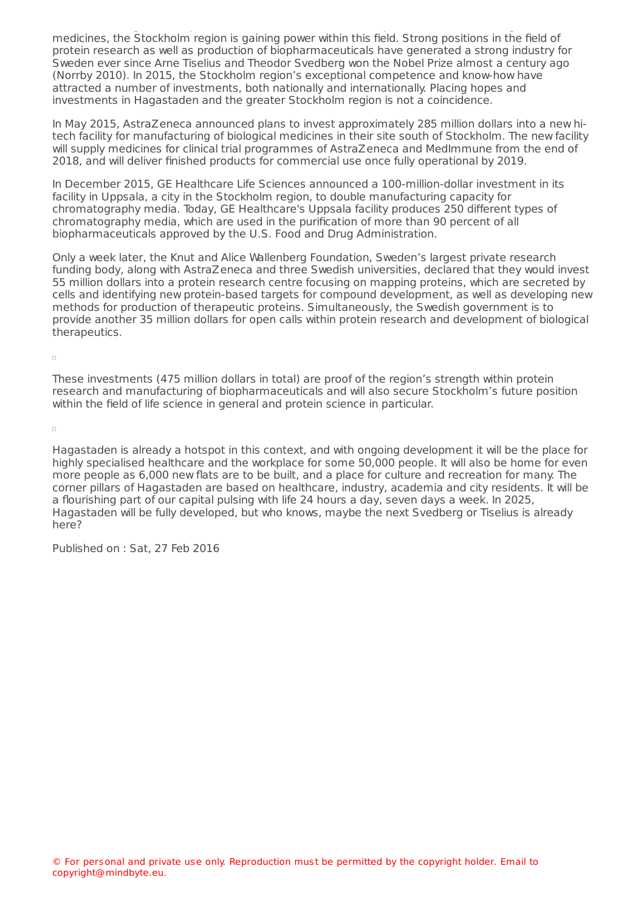medicines, the Stockholm region is gaining power within this field. Strong positions in the field of protein research as well as production of biopharmaceuticals have generated a strong industry for Sweden ever since Arne Tiselius and Theodor Svedberg won the Nobel Prize almost a century ago (Norrby 2010). In 2015, the Stockholm region's exceptional competence and know-how have attracted a number of investments, both nationally and internationally. Placing hopes and investments in Hagastaden and the greater Stockholm region is not a coincidence.

In May 2015, AstraZeneca announced plans to invest approximately 285 million dollars into a new hi-tech facility for manufacturing of biological medicines in their site south of Stockholm. The new facility will supply medicines for clinical trial programmes of AstraZeneca and MedImmune from the end of 2018, and will deliver finished products for commercial use once fully operational by 2019.

In December 2015, GE Healthcare Life Sciences announced a 100-million-dollar investment in its facility in Uppsala, a city in the Stockholm region, to double manufacturing capacity for chromatography media. Today, GE Healthcare's Uppsala facility produces 250 different types of chromatography media, which are used in the purification of more than 90 percent of all biopharmaceuticals approved by the U.S. Food and Drug Administration.

Only a week later, the Knut and Alice Wallenberg Foundation, Sweden's largest private research funding body, along with AstraZeneca and three Swedish universities, declared that they would invest 55 million dollars into a protein research centre focusing on mapping proteins, which are secreted by cells and identifying new protein-based targets for compound development, as well as developing new methods for production of therapeutic proteins. Simultaneously, the Swedish government is to provide another 35 million dollars for open calls within protein research and development of biological therapeutics.

These investments (475 million dollars in total) are proof of the region's strength within protein research and manufacturing of biopharmaceuticals and will also secure Stockholm's future position within the field of life science in general and protein science in particular.

Hagastaden is already a hotspot in this context, and with ongoing development it will be the place for highly specialised healthcare and the workplace for some 50,000 people. It will also be home for even more people as 6,000 new flats are to be built, and a place for culture and recreation for many. The corner pillars of Hagastaden are based on healthcare, industry, academia and city residents. It will be a flourishing part of our capital pulsing with life 24 hours a day, seven days a week. In 2025, Hagastaden will be fully developed, but who knows, maybe the next Svedberg or Tiselius is already here?

Published on : Sat, 27 Feb 2016

© For personal and private use only. Reproduction must be permitted by the copyright holder. Email to copyright@mindbyte.eu.